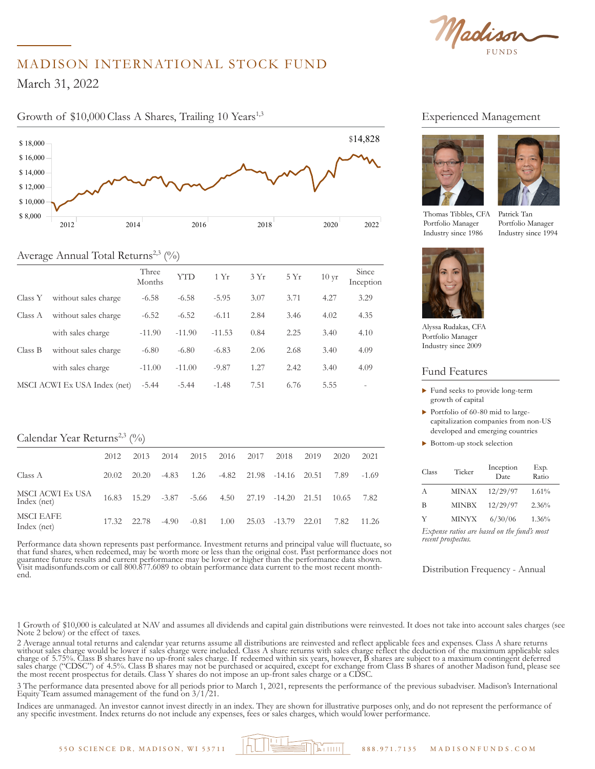# MADISON INTERNATIONAL STOCK FUND

March 31, 2022

## Growth of $10,000 Class A Shares, Trailing 10 Years[1,3]

$14,828

## Average Annual Total Returns[2,3] (%)

| | | Three Months | YTD | 1 Yr | 3 Yr | 5 Yr | 10 yr | Since Inception |
|---|---|---|---|---|---|---|---|---|
| Class Y | without sales charge | -6.58 | -6.58 | -5.95 | 3.07 | 3.71 | 4.27 | 3.29 |
| Class A | without sales charge | -6.52 | -6.52 | -6.11 | 2.84 | 3.46 | 4.02 | 4.35 |
| | with sales charge | -11.90 | -11.90 | -11.53 | 0.84 | 2.25 | 3.40 | 4.10 |
| Class B | without sales charge | -6.80 | -6.80 | -6.83 | 2.06 | 2.68 | 3.40 | 4.09 |
| | with sales charge | -11.00 | -11.00 | -9.87 | 1.27 | 2.42 | 3.40 | 4.09 |
| MSCI ACWI Ex USA Index (net) | | -5.44 | -5.44 | -1.48 | 7.51 | 6.76 | 5.55 | - |

## Calendar Year Returns[2,3] (%)

| | 2012 | 2013 | 2014 | 2015 | 2016 | 2017 | 2018 | 2019 | 2020 | 2021 |
|---|---|---|---|---|---|---|---|---|---|---|
| Class A | 20.02 | 20.20 | -4.83 | 1.26 | -4.82 | 21.98 | -14.16 | 20.51 | 7.89 | -1.69 |
| MSCI ACWI Ex USA Index (net) | 16.83 | 15.29 | -3.87 | -5.66 | 4.50 | 27.19 | -14.20 | 21.51 | 10.65 | 7.82 |
| MSCI EAFE Index (net) | 17.32 | 22.78 | -4.90 | -0.81 | 1.00 | 25.03 | -13.79 | 22.01 | 7.82 | 11.26 |

Performance data shown represents past performance. Investment returns and principal value will fluctuate, so that fund shares, when redeemed, may be worth more or less than the original cost. Past performance does not guarantee future results and current performance may be lower or higher than the performance data shown. Visit madisonfunds.com or call 800.877.6089 to obtain performance data current to the most recent month-end.

## Experienced Management

Thomas Tibbles, CFA
Portfolio Manager
Industry since 1986

Patrick Tan
Portfolio Manager
Industry since 1994

Alyssa Rudakas, CFA
Portfolio Manager
Industry since 2009

## Fund Features

- Fund seeks to provide long-term growth of capital
- Portfolio of 60-80 mid to large-capitalization companies from non-US developed and emerging countries
- Bottom-up stock selection

| Class | Ticker | Inception Date | Exp. Ratio |
|---|---|---|---|
| A | MINAX | 12/29/97 | 1.61% |
| B | MINBX | 12/29/97 | 2.36% |
| Y | MINYX | 6/30/06 | 1.36% |

*Expense ratios are based on the fund's most recent prospectus.*

Distribution Frequency - Annual

1 Growth of $10,000 is calculated at NAV and assumes all dividends and capital gain distributions were reinvested. It does not take into account sales charges (see Note 2 below) or the effect of taxes.

2 Average annual total returns and calendar year returns assume all distributions are reinvested and reflect applicable fees and expenses. Class A share returns without sales charge would be lower if sales charge were included. Class A share returns with sales charge reflect the deduction of the maximum applicable sales charge of 5.75%. Class B shares have no up-front sales charge. If redeemed within six years, however, B shares are subject to a maximum contingent deferred sales charge ("CDSC") of 4.5%. Class B shares may not be purchased or acquired, except for exchange from Class B shares of another Madison fund, please see the most recent prospectus for details. Class Y shares do not impose an up-front sales charge or a CDSC.

3 The performance data presented above for all periods prior to March 1, 2021, represents the performance of the previous subadviser. Madison's International Equity Team assumed management of the fund on 3/1/21.

Indices are unmanaged. An investor cannot invest directly in an index. They are shown for illustrative purposes only, and do not represent the performance of any specific investment. Index returns do not include any expenses, fees or sales charges, which would lower performance.

550 SCIENCE DR, MADISON, WI 53711 888.971.7135 MADISONFUNDS.COM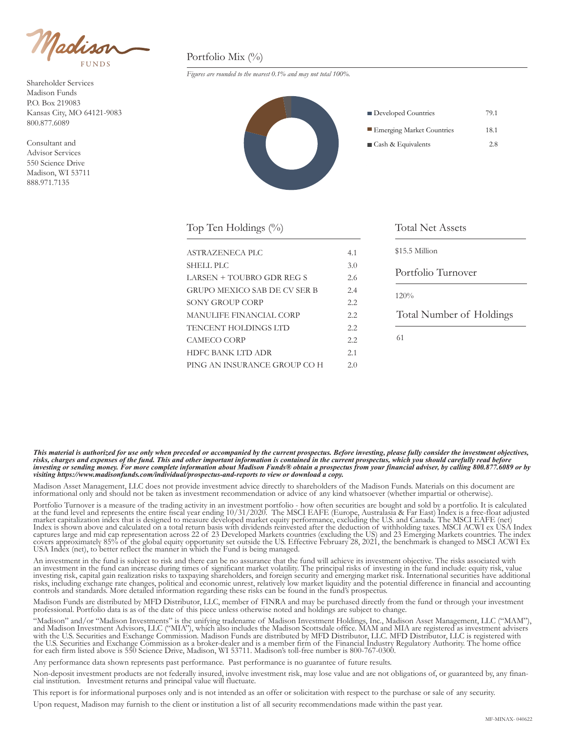Madison FUNDS

Shareholder Services
Madison Funds
P.O. Box 219083
Kansas City, MO 64121-9083
800.877.6089

Consultant and
Advisor Services
550 Science Drive
Madison, WI 53711
888.971.7135

## Portfolio Mix (%)

*Figures are rounded to the nearest 0.1% and may not total 100%.*

Developed Countries 79.1
Emerging Market Countries 18.1
Cash & Equivalents 2.8

## Top Ten Holdings (%)

| | |
|---|---|
| ASTRAZENECA PLC | 4.1 |
| SHELL PLC | 3.0 |
| LARSEN + TOUBRO GDR REG S | 2.6 |
| GRUPO MEXICO SAB DE CV SER B | 2.4 |
| SONY GROUP CORP | 2.2 |
| MANULIFE FINANCIAL CORP | 2.2 |
| TENCENT HOLDINGS LTD | 2.2 |
| CAMECO CORP | 2.2 |
| HDFC BANK LTD ADR | 2.1 |
| PING AN INSURANCE GROUP CO H | 2.0 |

## Total Net Assets

$15.5 Million

## Portfolio Turnover

120%

## Total Number of Holdings

61

***This material is authorized for use only when preceded or accompanied by the current prospectus. Before investing, please fully consider the investment objectives, risks, charges and expenses of the fund. This and other important information is contained in the current prospectus, which you should carefully read before investing or sending money. For more complete information about Madison Funds® obtain a prospectus from your financial adviser, by calling 800.877.6089 or by visiting https://www.madisonfunds.com/individual/prospectus-and-reports to view or download a copy.***

Madison Asset Management, LLC does not provide investment advice directly to shareholders of the Madison Funds. Materials on this document are informational only and should not be taken as investment recommendation or advice of any kind whatsoever (whether impartial or otherwise).

Portfolio Turnover is a measure of the trading activity in an investment portfolio - how often securities are bought and sold by a portfolio. It is calculated at the fund level and represents the entire fiscal year ending 10/31/2020. The MSCI EAFE (Europe, Australasia & Far East) Index is a free-float adjusted market capitalization index that is designed to measure developed market equity performance, excluding the U.S. and Canada. The MSCI EAFE (net) Index is shown above and calculated on a total return basis with dividends reinvested after the deduction of withholding taxes. MSCI ACWI ex USA Index captures large and mid cap representation across 22 of 23 Developed Markets countries (excluding the US) and 23 Emerging Markets countries. The index covers approximately 85% of the global equity opportunity set outside the US. Effective February 28, 2021, the benchmark is changed to MSCI ACWI Ex USA Index (net), to better reflect the manner in which the Fund is being managed.

An investment in the fund is subject to risk and there can be no assurance that the fund will achieve its investment objective. The risks associated with an investment in the fund can increase during times of significant market volatility. The principal risks of investing in the fund include: equity risk, value investing risk, capital gain realization risks to taxpaying shareholders, and foreign security and emerging market risk. International securities have additional risks, including exchange rate changes, political and economic unrest, relatively low market liquidity and the potential difference in financial and accounting controls and standards. More detailed information regarding these risks can be found in the fund's prospectus.

Madison Funds are distributed by MFD Distributor, LLC, member of FINRA and may be purchased directly from the fund or through your investment professional. Portfolio data is as of the date of this piece unless otherwise noted and holdings are subject to change.

"Madison" and/or "Madison Investments" is the unifying tradename of Madison Investment Holdings, Inc., Madison Asset Management, LLC ("MAM"), and Madison Investment Advisors, LLC ("MIA"), which also includes the Madison Scottsdale office. MAM and MIA are registered as investment advisers with the U.S. Securities and Exchange Commission. Madison Funds are distributed by MFD Distributor, LLC. MFD Distributor, LLC is registered with the U.S. Securities and Exchange Commission as a broker-dealer and is a member firm of the Financial Industry Regulatory Authority. The home office for each firm listed above is 550 Science Drive, Madison, WI 53711. Madison's toll-free number is 800-767-0300.

Any performance data shown represents past performance. Past performance is no guarantee of future results.

Non-deposit investment products are not federally insured, involve investment risk, may lose value and are not obligations of, or guaranteed by, any financial institution. Investment returns and principal value will fluctuate.

This report is for informational purposes only and is not intended as an offer or solicitation with respect to the purchase or sale of any security.

Upon request, Madison may furnish to the client or institution a list of all security recommendations made within the past year.

MF-MINAX- 040622